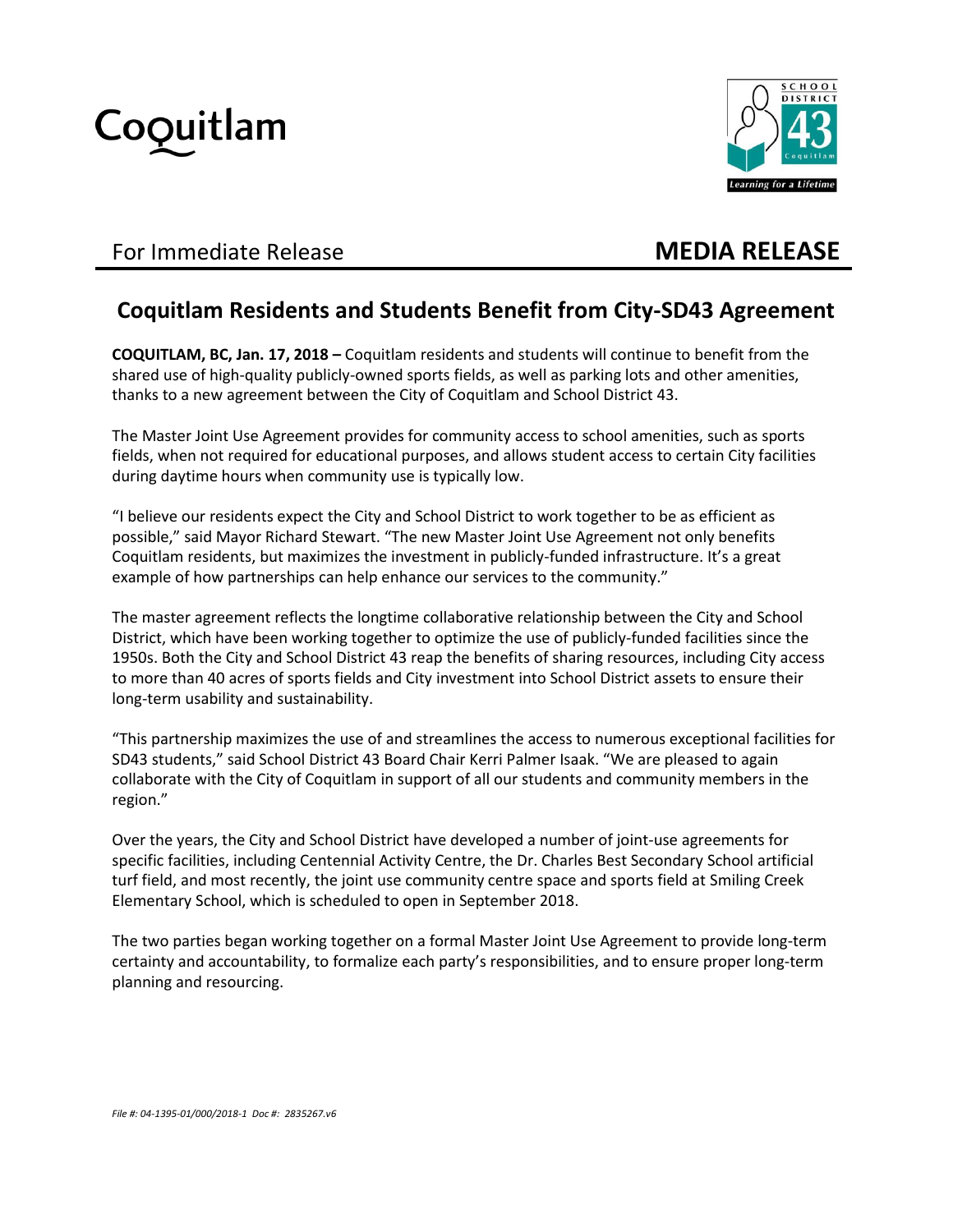Coquitlam

SCHOOL DISTRICT 43 Coquitlam
*Learning for a Lifetime*

For Immediate Release **MEDIA RELEASE**

# Coquitlam Residents and Students Benefit from City-SD43 Agreement

**COQUITLAM, BC, Jan. 17, 2018 –** Coquitlam residents and students will continue to benefit from the shared use of high-quality publicly-owned sports fields, as well as parking lots and other amenities, thanks to a new agreement between the City of Coquitlam and School District 43.

The Master Joint Use Agreement provides for community access to school amenities, such as sports fields, when not required for educational purposes, and allows student access to certain City facilities during daytime hours when community use is typically low.

"I believe our residents expect the City and School District to work together to be as efficient as possible," said Mayor Richard Stewart. "The new Master Joint Use Agreement not only benefits Coquitlam residents, but maximizes the investment in publicly-funded infrastructure. It's a great example of how partnerships can help enhance our services to the community."

The master agreement reflects the longtime collaborative relationship between the City and School District, which have been working together to optimize the use of publicly-funded facilities since the 1950s. Both the City and School District 43 reap the benefits of sharing resources, including City access to more than 40 acres of sports fields and City investment into School District assets to ensure their long-term usability and sustainability.

"This partnership maximizes the use of and streamlines the access to numerous exceptional facilities for SD43 students," said School District 43 Board Chair Kerri Palmer Isaak. "We are pleased to again collaborate with the City of Coquitlam in support of all our students and community members in the region."

Over the years, the City and School District have developed a number of joint-use agreements for specific facilities, including Centennial Activity Centre, the Dr. Charles Best Secondary School artificial turf field, and most recently, the joint use community centre space and sports field at Smiling Creek Elementary School, which is scheduled to open in September 2018.

The two parties began working together on a formal Master Joint Use Agreement to provide long-term certainty and accountability, to formalize each party's responsibilities, and to ensure proper long-term planning and resourcing.

*File #: 04-1395-01/000/2018-1 Doc #: 2835267.v6*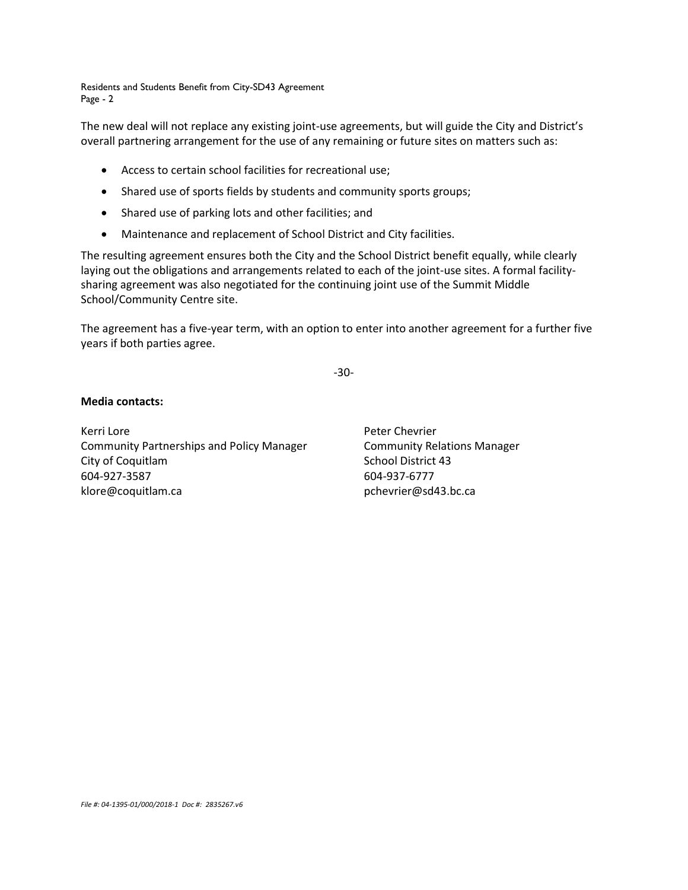The new deal will not replace any existing joint-use agreements, but will guide the City and District's overall partnering arrangement for the use of any remaining or future sites on matters such as:

- Access to certain school facilities for recreational use;
- Shared use of sports fields by students and community sports groups;
- Shared use of parking lots and other facilities; and
- Maintenance and replacement of School District and City facilities.

The resulting agreement ensures both the City and the School District benefit equally, while clearly laying out the obligations and arrangements related to each of the joint-use sites. A formal facility-sharing agreement was also negotiated for the continuing joint use of the Summit Middle School/Community Centre site.

The agreement has a five-year term, with an option to enter into another agreement for a further five years if both parties agree.

-30-

**Media contacts:**

Kerri Lore
Community Partnerships and Policy Manager
City of Coquitlam
604-927-3587
klore@coquitlam.ca

Peter Chevrier
Community Relations Manager
School District 43
604-937-6777
pchevrier@sd43.bc.ca

*File #: 04-1395-01/000/2018-1 Doc #: 2835267.v6*